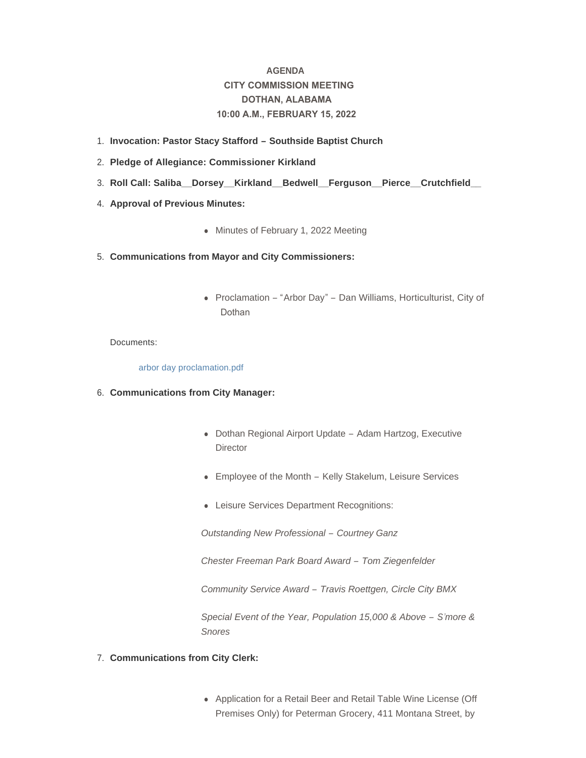**AGENDA**
**CITY COMMISSION MEETING**
**DOTHAN, ALABAMA**
**10:00 A.M., FEBRUARY 15, 2022**

1. **Invocation: Pastor Stacy Stafford – Southside Baptist Church**
2. **Pledge of Allegiance: Commissioner Kirkland**
3. **Roll Call: Saliba__Dorsey__Kirkland__Bedwell__Ferguson__Pierce__Crutchfield__**
4. **Approval of Previous Minutes:**
   - Minutes of February 1, 2022 Meeting
5. **Communications from Mayor and City Commissioners:**
   - Proclamation – "Arbor Day" – Dan Williams, Horticulturist, City of Dothan

   Documents:

   arbor day proclamation.pdf

6. **Communications from City Manager:**
   - Dothan Regional Airport Update – Adam Hartzog, Executive Director
   - Employee of the Month – Kelly Stakelum, Leisure Services
   - Leisure Services Department Recognitions:

   *Outstanding New Professional – Courtney Ganz*

   *Chester Freeman Park Board Award – Tom Ziegenfelder*

   *Community Service Award – Travis Roettgen, Circle City BMX*

   *Special Event of the Year, Population 15,000 & Above – S'more & Snores*

7. **Communications from City Clerk:**
   - Application for a Retail Beer and Retail Table Wine License (Off Premises Only) for Peterman Grocery, 411 Montana Street, by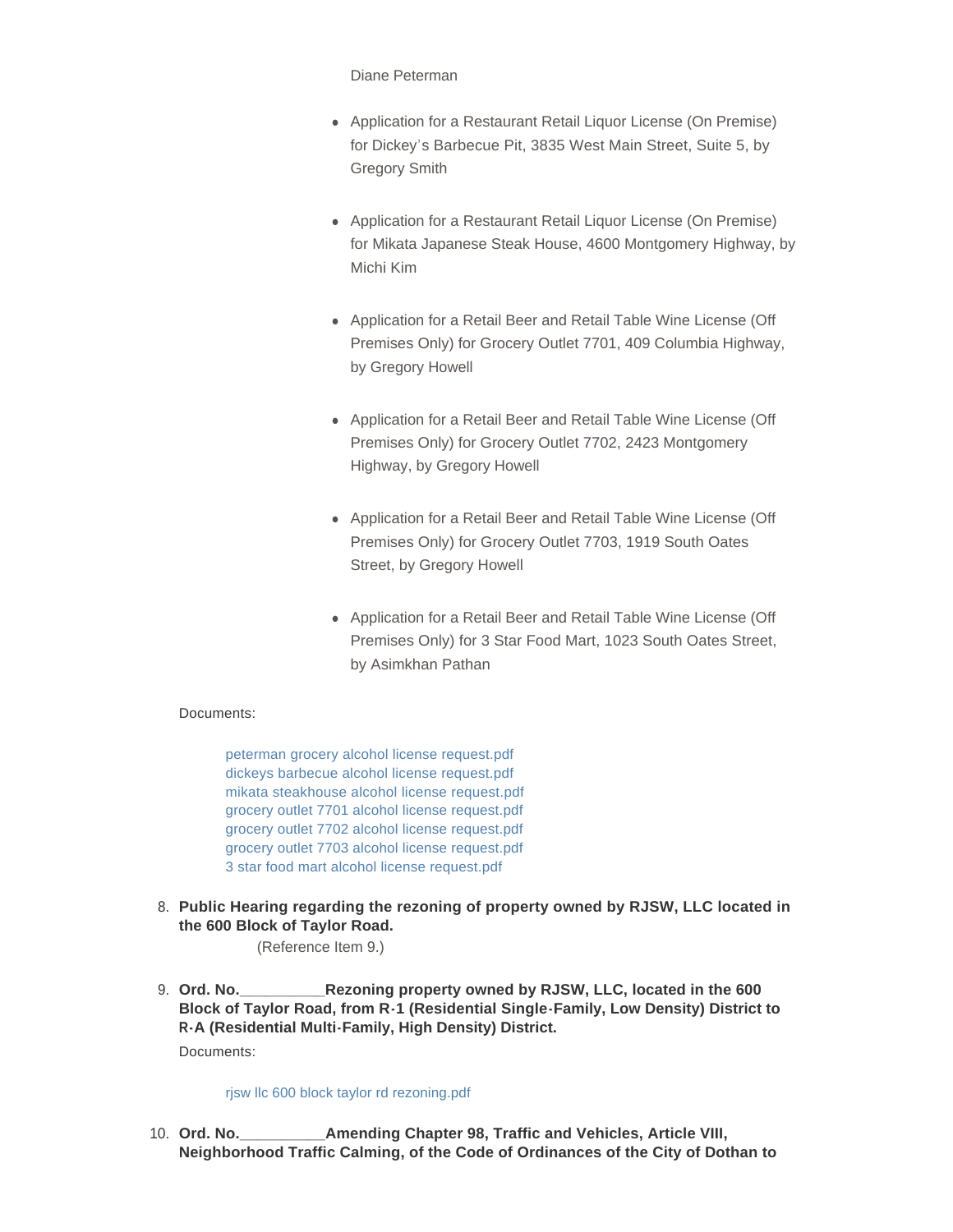Diane Peterman

- Application for a Restaurant Retail Liquor License (On Premise) for Dickey's Barbecue Pit, 3835 West Main Street, Suite 5, by Gregory Smith

- Application for a Restaurant Retail Liquor License (On Premise) for Mikata Japanese Steak House, 4600 Montgomery Highway, by Michi Kim

- Application for a Retail Beer and Retail Table Wine License (Off Premises Only) for Grocery Outlet 7701, 409 Columbia Highway, by Gregory Howell

- Application for a Retail Beer and Retail Table Wine License (Off Premises Only) for Grocery Outlet 7702, 2423 Montgomery Highway, by Gregory Howell

- Application for a Retail Beer and Retail Table Wine License (Off Premises Only) for Grocery Outlet 7703, 1919 South Oates Street, by Gregory Howell

- Application for a Retail Beer and Retail Table Wine License (Off Premises Only) for 3 Star Food Mart, 1023 South Oates Street, by Asimkhan Pathan

Documents:

peterman grocery alcohol license request.pdf
dickeys barbecue alcohol license request.pdf
mikata steakhouse alcohol license request.pdf
grocery outlet 7701 alcohol license request.pdf
grocery outlet 7702 alcohol license request.pdf
grocery outlet 7703 alcohol license request.pdf
3 star food mart alcohol license request.pdf

8. **Public Hearing regarding the rezoning of property owned by RJSW, LLC located in the 600 Block of Taylor Road.**

   (Reference Item 9.)

9. **Ord. No.__________Rezoning property owned by RJSW, LLC, located in the 600 Block of Taylor Road, from R-1 (Residential Single-Family, Low Density) District to R-A (Residential Multi-Family, High Density) District.**

   Documents:

   rjsw llc 600 block taylor rd rezoning.pdf

10. **Ord. No.__________Amending Chapter 98, Traffic and Vehicles, Article VIII, Neighborhood Traffic Calming, of the Code of Ordinances of the City of Dothan to**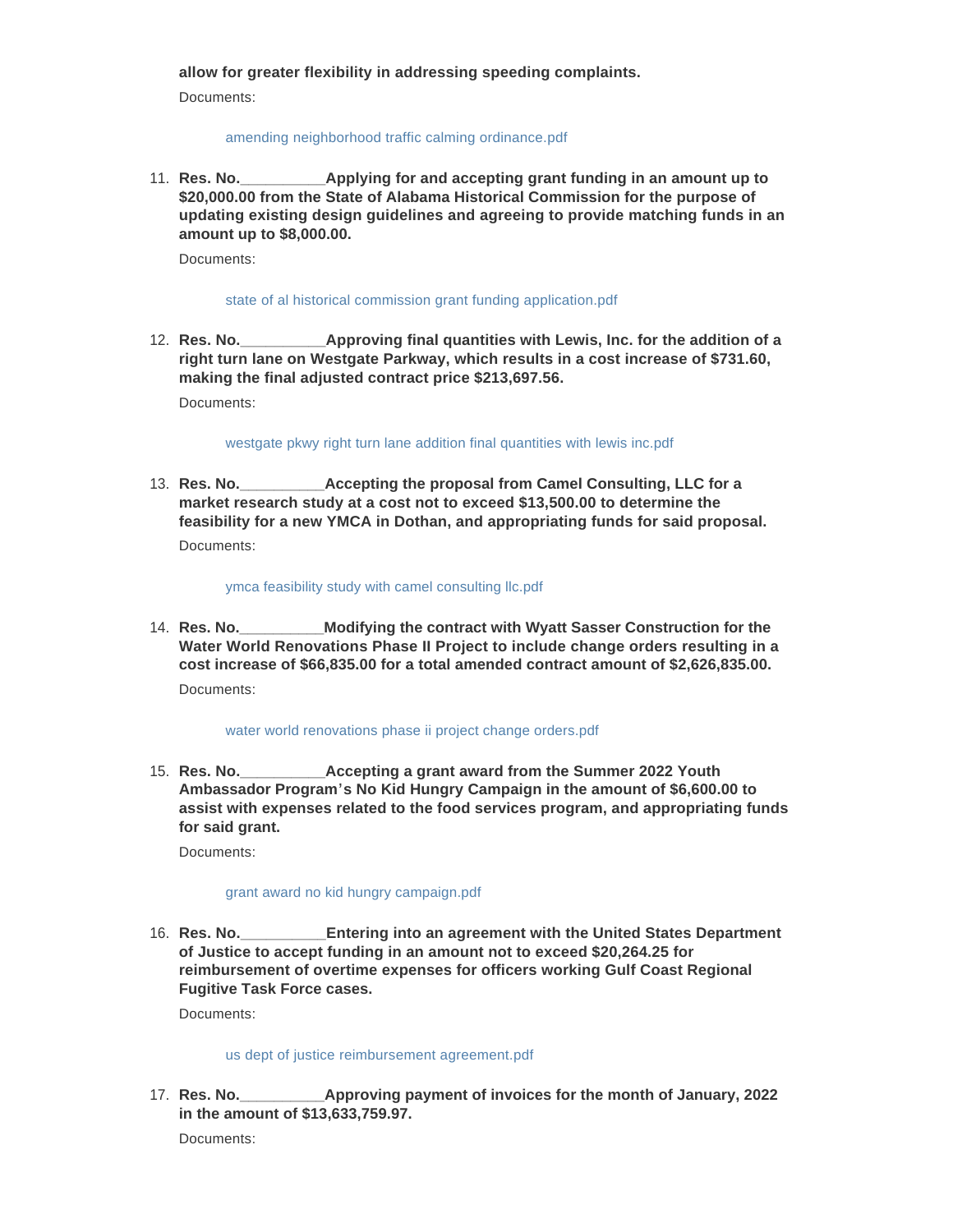**allow for greater flexibility in addressing speeding complaints.**

Documents:

amending neighborhood traffic calming ordinance.pdf

11. **Res. No.__________Applying for and accepting grant funding in an amount up to $20,000.00 from the State of Alabama Historical Commission for the purpose of updating existing design guidelines and agreeing to provide matching funds in an amount up to $8,000.00.**

    Documents:

    state of al historical commission grant funding application.pdf

12. **Res. No.__________Approving final quantities with Lewis, Inc. for the addition of a right turn lane on Westgate Parkway, which results in a cost increase of $731.60, making the final adjusted contract price $213,697.56.**

    Documents:

    westgate pkwy right turn lane addition final quantities with lewis inc.pdf

13. **Res. No.__________Accepting the proposal from Camel Consulting, LLC for a market research study at a cost not to exceed $13,500.00 to determine the feasibility for a new YMCA in Dothan, and appropriating funds for said proposal.**

    Documents:

    ymca feasibility study with camel consulting llc.pdf

14. **Res. No.__________Modifying the contract with Wyatt Sasser Construction for the Water World Renovations Phase II Project to include change orders resulting in a cost increase of $66,835.00 for a total amended contract amount of $2,626,835.00.**

    Documents:

    water world renovations phase ii project change orders.pdf

15. **Res. No.__________Accepting a grant award from the Summer 2022 Youth Ambassador Program's No Kid Hungry Campaign in the amount of $6,600.00 to assist with expenses related to the food services program, and appropriating funds for said grant.**

    Documents:

    grant award no kid hungry campaign.pdf

16. **Res. No.__________Entering into an agreement with the United States Department of Justice to accept funding in an amount not to exceed $20,264.25 for reimbursement of overtime expenses for officers working Gulf Coast Regional Fugitive Task Force cases.**

    Documents:

    us dept of justice reimbursement agreement.pdf

17. **Res. No.__________Approving payment of invoices for the month of January, 2022 in the amount of $13,633,759.97.**

    Documents: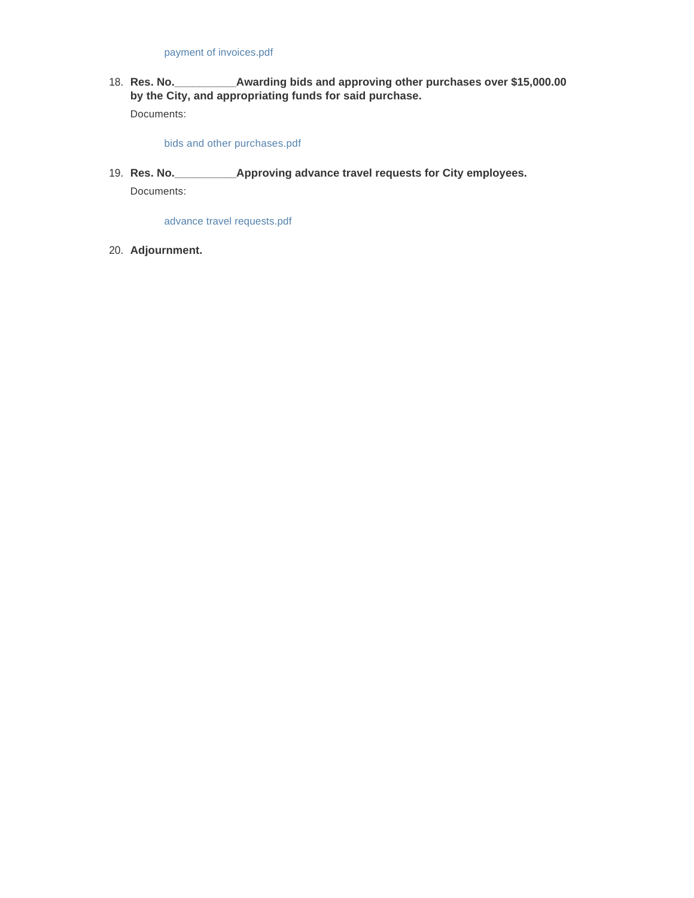payment of invoices.pdf

18. **Res. No.__________Awarding bids and approving other purchases over $15,000.00 by the City, and appropriating funds for said purchase.**

    Documents:

    bids and other purchases.pdf

19. **Res. No.__________Approving advance travel requests for City employees.**

    Documents:

    advance travel requests.pdf

20. **Adjournment.**